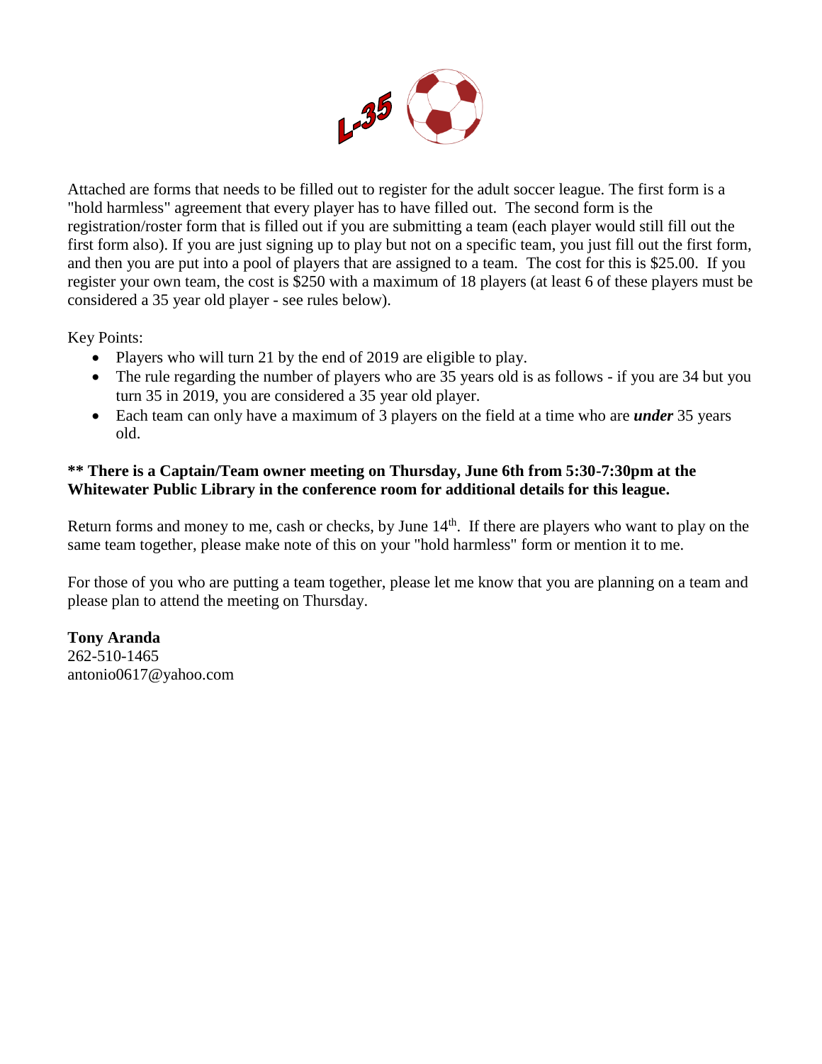L-35

Attached are forms that needs to be filled out to register for the adult soccer league. The first form is a "hold harmless" agreement that every player has to have filled out. The second form is the registration/roster form that is filled out if you are submitting a team (each player would still fill out the first form also). If you are just signing up to play but not on a specific team, you just fill out the first form, and then you are put into a pool of players that are assigned to a team. The cost for this is $25.00. If you register your own team, the cost is $250 with a maximum of 18 players (at least 6 of these players must be considered a 35 year old player - see rules below).

Key Points:

- Players who will turn 21 by the end of 2019 are eligible to play.
- The rule regarding the number of players who are 35 years old is as follows - if you are 34 but you turn 35 in 2019, you are considered a 35 year old player.
- Each team can only have a maximum of 3 players on the field at a time who are ***under*** 35 years old.

**** There is a Captain/Team owner meeting on Thursday, June 6th from 5:30-7:30pm at the Whitewater Public Library in the conference room for additional details for this league.**

Return forms and money to me, cash or checks, by June 14th. If there are players who want to play on the same team together, please make note of this on your "hold harmless" form or mention it to me.

For those of you who are putting a team together, please let me know that you are planning on a team and please plan to attend the meeting on Thursday.

**Tony Aranda**
262-510-1465
antonio0617@yahoo.com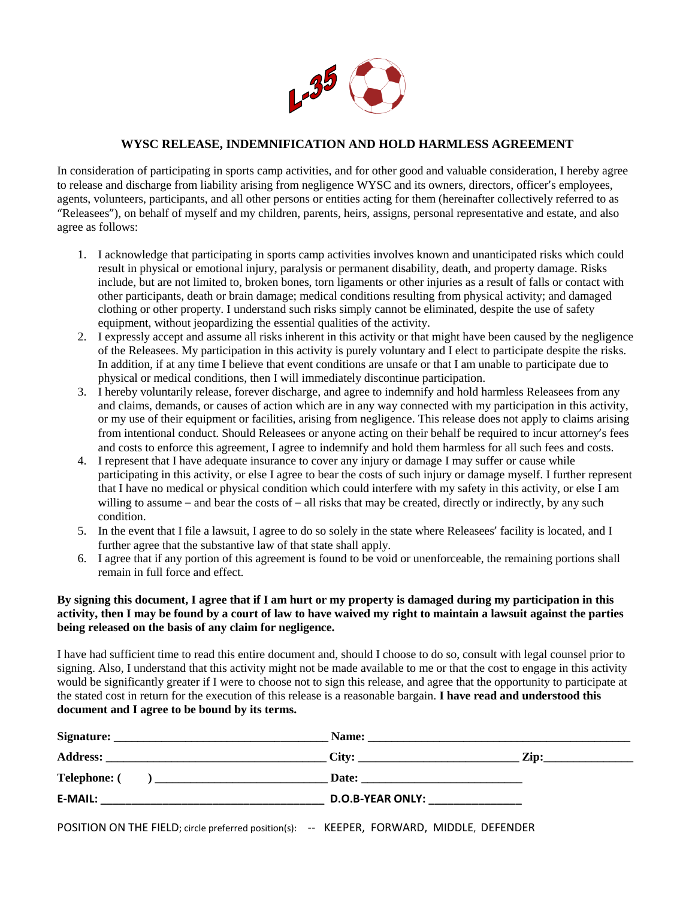L-35

## WYSC RELEASE, INDEMNIFICATION AND HOLD HARMLESS AGREEMENT

In consideration of participating in sports camp activities, and for other good and valuable consideration, I hereby agree to release and discharge from liability arising from negligence WYSC and its owners, directors, officer's employees, agents, volunteers, participants, and all other persons or entities acting for them (hereinafter collectively referred to as "Releasees"), on behalf of myself and my children, parents, heirs, assigns, personal representative and estate, and also agree as follows:

1. I acknowledge that participating in sports camp activities involves known and unanticipated risks which could result in physical or emotional injury, paralysis or permanent disability, death, and property damage. Risks include, but are not limited to, broken bones, torn ligaments or other injuries as a result of falls or contact with other participants, death or brain damage; medical conditions resulting from physical activity; and damaged clothing or other property. I understand such risks simply cannot be eliminated, despite the use of safety equipment, without jeopardizing the essential qualities of the activity.
2. I expressly accept and assume all risks inherent in this activity or that might have been caused by the negligence of the Releasees. My participation in this activity is purely voluntary and I elect to participate despite the risks. In addition, if at any time I believe that event conditions are unsafe or that I am unable to participate due to physical or medical conditions, then I will immediately discontinue participation.
3. I hereby voluntarily release, forever discharge, and agree to indemnify and hold harmless Releasees from any and claims, demands, or causes of action which are in any way connected with my participation in this activity, or my use of their equipment or facilities, arising from negligence. This release does not apply to claims arising from intentional conduct. Should Releasees or anyone acting on their behalf be required to incur attorney's fees and costs to enforce this agreement, I agree to indemnify and hold them harmless for all such fees and costs.
4. I represent that I have adequate insurance to cover any injury or damage I may suffer or cause while participating in this activity, or else I agree to bear the costs of such injury or damage myself. I further represent that I have no medical or physical condition which could interfere with my safety in this activity, or else I am willing to assume – and bear the costs of – all risks that may be created, directly or indirectly, by any such condition.
5. In the event that I file a lawsuit, I agree to do so solely in the state where Releasees' facility is located, and I further agree that the substantive law of that state shall apply.
6. I agree that if any portion of this agreement is found to be void or unenforceable, the remaining portions shall remain in full force and effect.

**By signing this document, I agree that if I am hurt or my property is damaged during my participation in this activity, then I may be found by a court of law to have waived my right to maintain a lawsuit against the parties being released on the basis of any claim for negligence.**

I have had sufficient time to read this entire document and, should I choose to do so, consult with legal counsel prior to signing. Also, I understand that this activity might not be made available to me or that the cost to engage in this activity would be significantly greater if I were to choose not to sign this release, and agree that the opportunity to participate at the stated cost in return for the execution of this release is a reasonable bargain. **I have read and understood this document and I agree to be bound by its terms.**

**Signature:** ___________________________________ **Name:** ____________________________________________

**Address:** ____________________________________ **City:** __________________________ **Zip:**_______________

**Telephone: (      )** ____________________________ **Date:** ___________________________

**E-MAIL:** ____________________________________ **D.O.B-YEAR ONLY:** _______________

POSITION ON THE FIELD; circle preferred position(s): -- KEEPER, FORWARD, MIDDLE, DEFENDER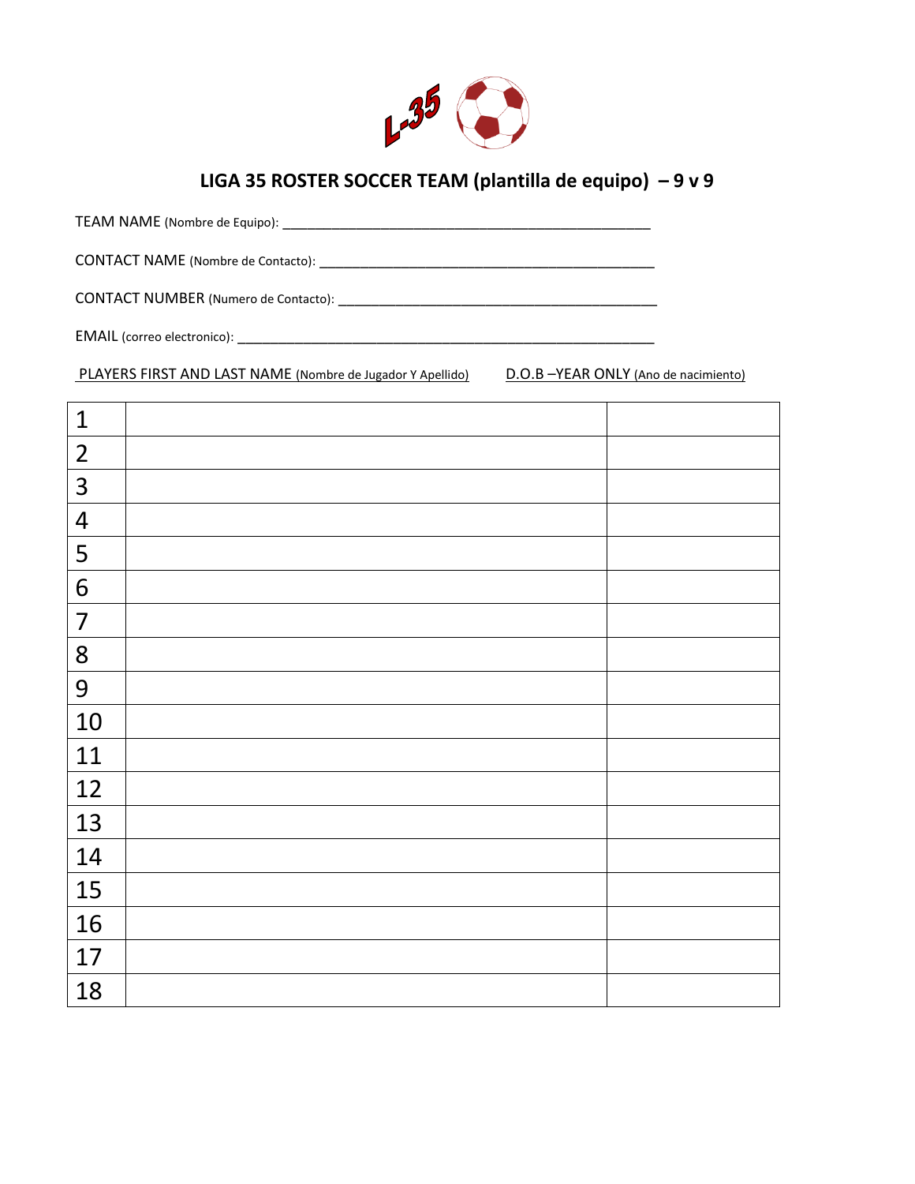## LIGA 35 ROSTER SOCCER TEAM (plantilla de equipo) – 9 v 9

TEAM NAME (Nombre de Equipo): ___________________________________________________

CONTACT NAME (Nombre de Contacto): _____________________________________________

CONTACT NUMBER (Numero de Contacto): ___________________________________________

EMAIL (correo electronico): _______________________________________________________

| | PLAYERS FIRST AND LAST NAME (Nombre de Jugador Y Apellido) | D.O.B –YEAR ONLY (Ano de nacimiento) |
|---|---|---|
| 1 | | |
| 2 | | |
| 3 | | |
| 4 | | |
| 5 | | |
| 6 | | |
| 7 | | |
| 8 | | |
| 9 | | |
| 10 | | |
| 11 | | |
| 12 | | |
| 13 | | |
| 14 | | |
| 15 | | |
| 16 | | |
| 17 | | |
| 18 | | |